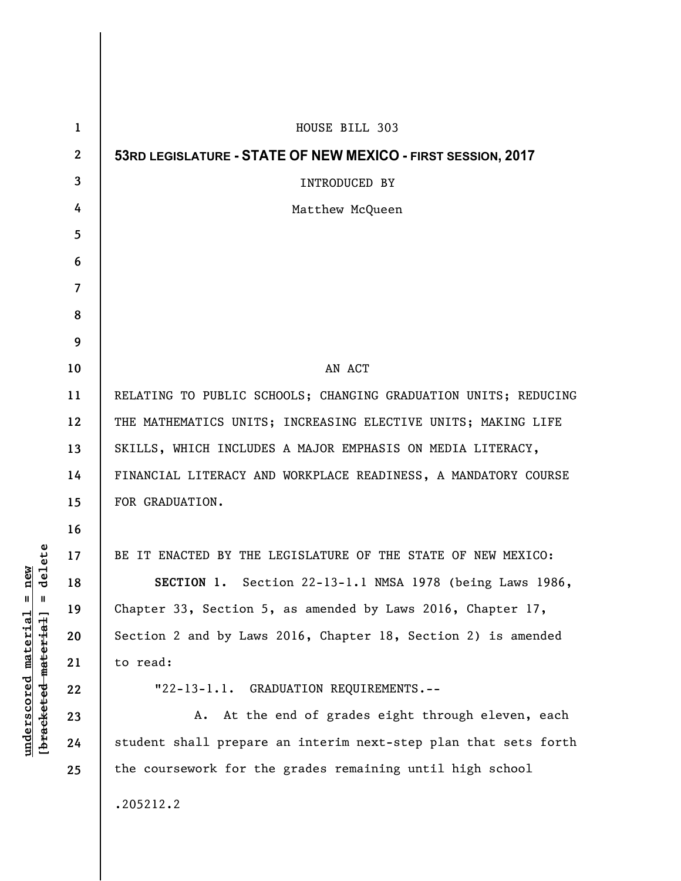HOUSE BILL 303

**53RD LEGISLATURE - STATE OF NEW MEXICO - FIRST SESSION, 2017**

INTRODUCED BY

Matthew McQueen

AN ACT

RELATING TO PUBLIC SCHOOLS; CHANGING GRADUATION UNITS; REDUCING THE MATHEMATICS UNITS; INCREASING ELECTIVE UNITS; MAKING LIFE SKILLS, WHICH INCLUDES A MAJOR EMPHASIS ON MEDIA LITERACY, FINANCIAL LITERACY AND WORKPLACE READINESS, A MANDATORY COURSE FOR GRADUATION.

BE IT ENACTED BY THE LEGISLATURE OF THE STATE OF NEW MEXICO:

**SECTION 1.** Section 22-13-1.1 NMSA 1978 (being Laws 1986, Chapter 33, Section 5, as amended by Laws 2016, Chapter 17, Section 2 and by Laws 2016, Chapter 18, Section 2) is amended to read:

"22-13-1.1. GRADUATION REQUIREMENTS.--

A. At the end of grades eight through eleven, each student shall prepare an interim next-step plan that sets forth the coursework for the grades remaining until high school

.205212.2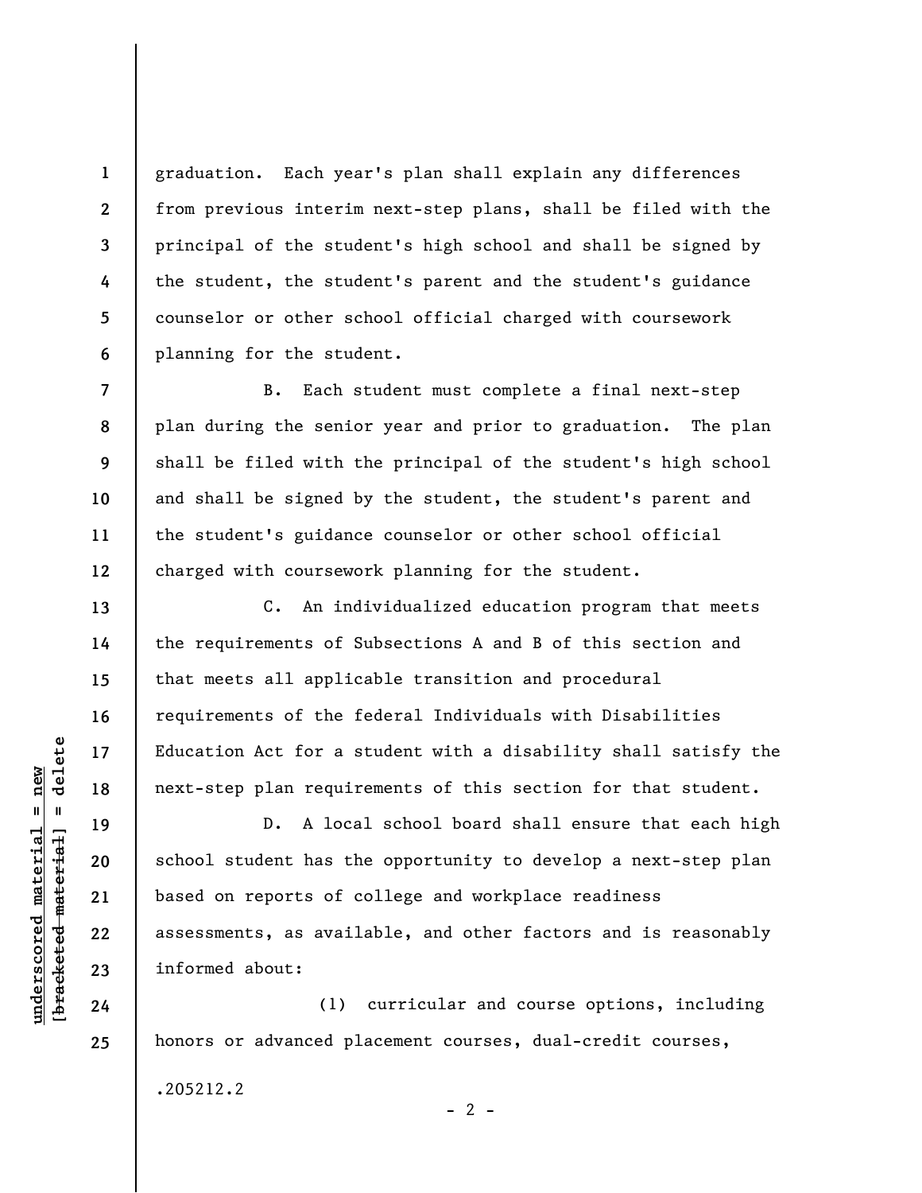graduation. Each year's plan shall explain any differences from previous interim next-step plans, shall be filed with the principal of the student's high school and shall be signed by the student, the student's parent and the student's guidance counselor or other school official charged with coursework planning for the student.

B. Each student must complete a final next-step plan during the senior year and prior to graduation. The plan shall be filed with the principal of the student's high school and shall be signed by the student, the student's parent and the student's guidance counselor or other school official charged with coursework planning for the student.

C. An individualized education program that meets the requirements of Subsections A and B of this section and that meets all applicable transition and procedural requirements of the federal Individuals with Disabilities Education Act for a student with a disability shall satisfy the next-step plan requirements of this section for that student.

D. A local school board shall ensure that each high school student has the opportunity to develop a next-step plan based on reports of college and workplace readiness assessments, as available, and other factors and is reasonably informed about:

(1) curricular and course options, including honors or advanced placement courses, dual-credit courses,

.205212.2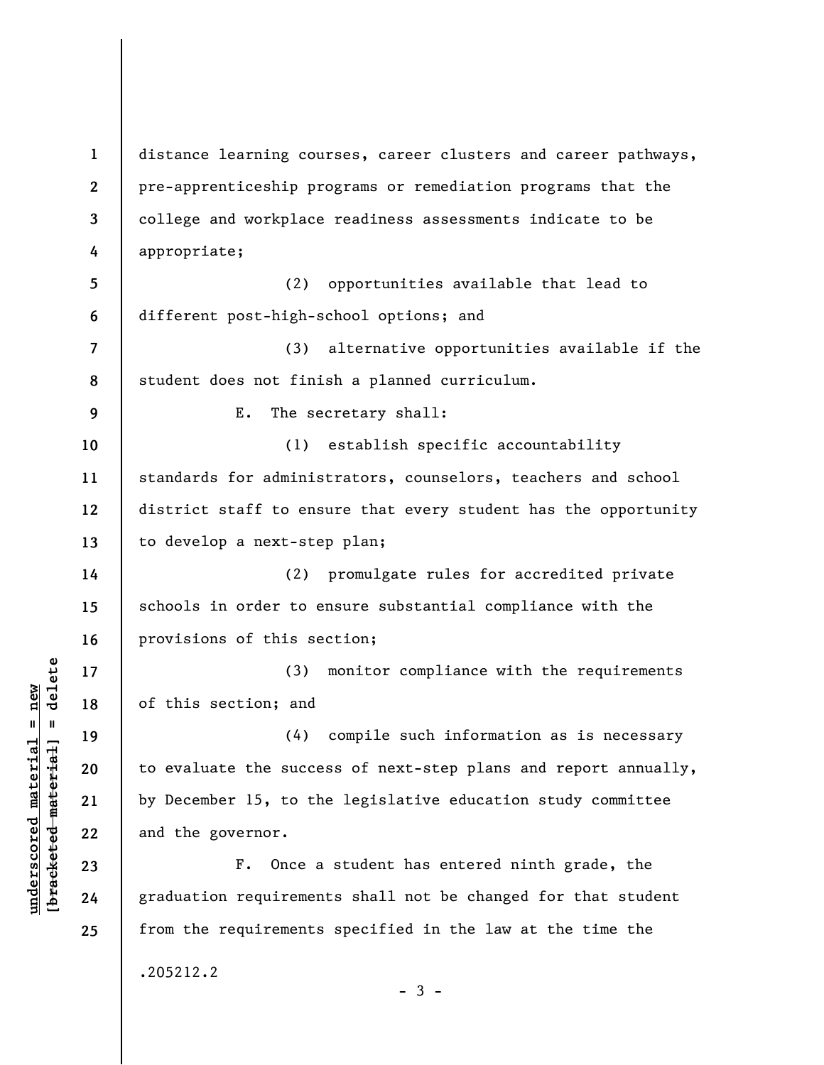distance learning courses, career clusters and career pathways, pre-apprenticeship programs or remediation programs that the college and workplace readiness assessments indicate to be appropriate;

(2) opportunities available that lead to different post-high-school options; and

(3) alternative opportunities available if the student does not finish a planned curriculum.

E. The secretary shall:

(1) establish specific accountability standards for administrators, counselors, teachers and school district staff to ensure that every student has the opportunity to develop a next-step plan;

(2) promulgate rules for accredited private schools in order to ensure substantial compliance with the provisions of this section;

(3) monitor compliance with the requirements of this section; and

(4) compile such information as is necessary to evaluate the success of next-step plans and report annually, by December 15, to the legislative education study committee and the governor.

F. Once a student has entered ninth grade, the graduation requirements shall not be changed for that student from the requirements specified in the law at the time the

.205212.2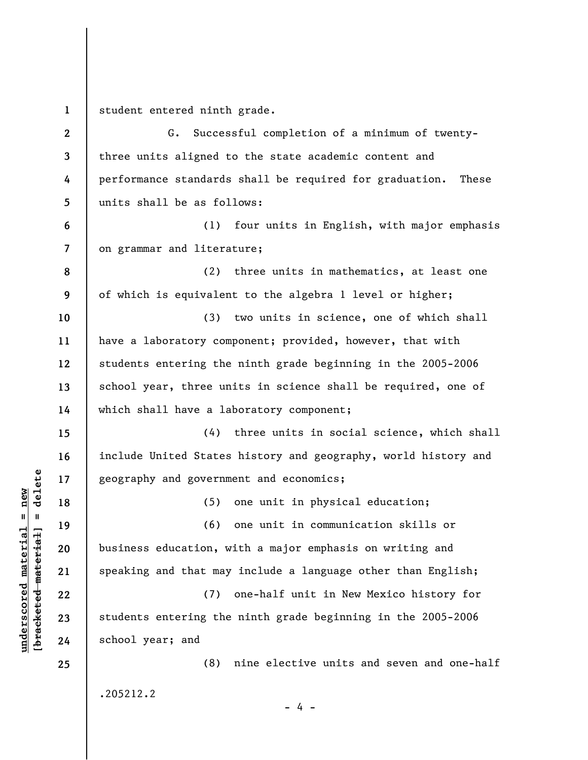student entered ninth grade.

G. Successful completion of a minimum of twenty-three units aligned to the state academic content and performance standards shall be required for graduation. These units shall be as follows:

(1) four units in English, with major emphasis on grammar and literature;

(2) three units in mathematics, at least one of which is equivalent to the algebra 1 level or higher;

(3) two units in science, one of which shall have a laboratory component; provided, however, that with students entering the ninth grade beginning in the 2005-2006 school year, three units in science shall be required, one of which shall have a laboratory component;

(4) three units in social science, which shall include United States history and geography, world history and geography and government and economics;

(5) one unit in physical education;

(6) one unit in communication skills or business education, with a major emphasis on writing and speaking and that may include a language other than English;

(7) one-half unit in New Mexico history for students entering the ninth grade beginning in the 2005-2006 school year; and

(8) nine elective units and seven and one-half

.205212.2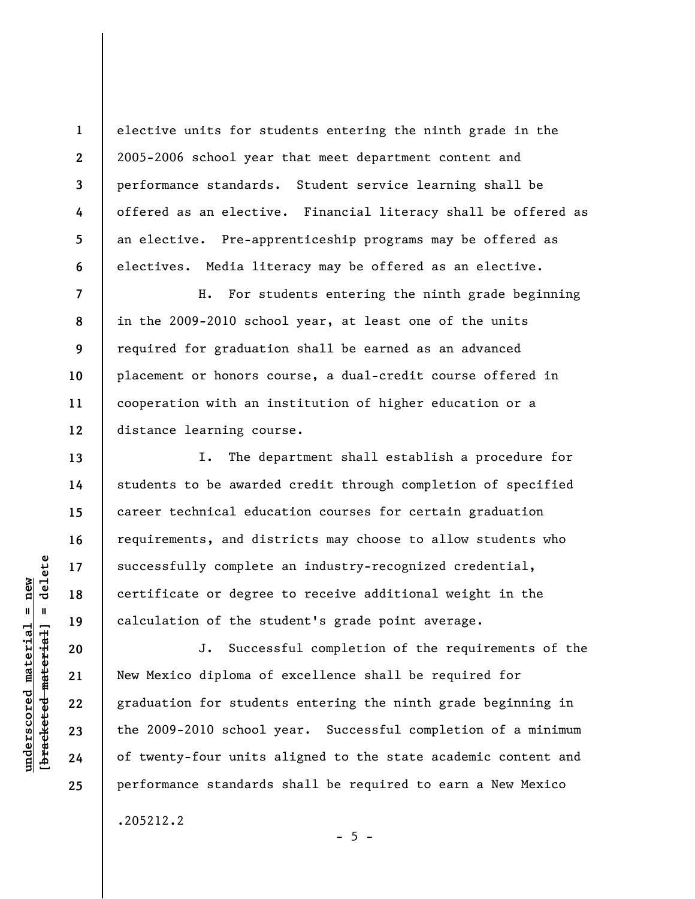elective units for students entering the ninth grade in the 2005-2006 school year that meet department content and performance standards. Student service learning shall be offered as an elective. Financial literacy shall be offered as an elective. Pre-apprenticeship programs may be offered as electives. Media literacy may be offered as an elective.

H. For students entering the ninth grade beginning in the 2009-2010 school year, at least one of the units required for graduation shall be earned as an advanced placement or honors course, a dual-credit course offered in cooperation with an institution of higher education or a distance learning course.

I. The department shall establish a procedure for students to be awarded credit through completion of specified career technical education courses for certain graduation requirements, and districts may choose to allow students who successfully complete an industry-recognized credential, certificate or degree to receive additional weight in the calculation of the student's grade point average.

J. Successful completion of the requirements of the New Mexico diploma of excellence shall be required for graduation for students entering the ninth grade beginning in the 2009-2010 school year. Successful completion of a minimum of twenty-four units aligned to the state academic content and performance standards shall be required to earn a New Mexico

.205212.2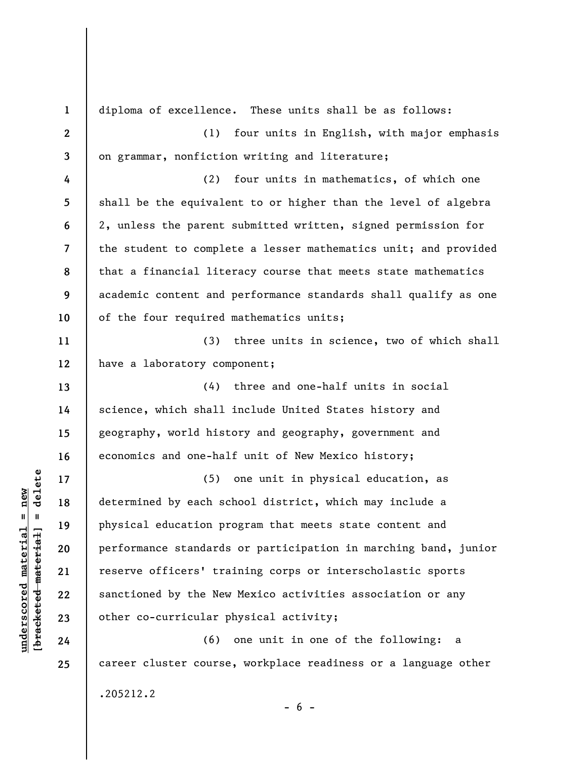diploma of excellence. These units shall be as follows:

(1) four units in English, with major emphasis on grammar, nonfiction writing and literature;

(2) four units in mathematics, of which one shall be the equivalent to or higher than the level of algebra 2, unless the parent submitted written, signed permission for the student to complete a lesser mathematics unit; and provided that a financial literacy course that meets state mathematics academic content and performance standards shall qualify as one of the four required mathematics units;

(3) three units in science, two of which shall have a laboratory component;

(4) three and one-half units in social science, which shall include United States history and geography, world history and geography, government and economics and one-half unit of New Mexico history;

(5) one unit in physical education, as determined by each school district, which may include a physical education program that meets state content and performance standards or participation in marching band, junior reserve officers' training corps or interscholastic sports sanctioned by the New Mexico activities association or any other co-curricular physical activity;

(6) one unit in one of the following: a career cluster course, workplace readiness or a language other

.205212.2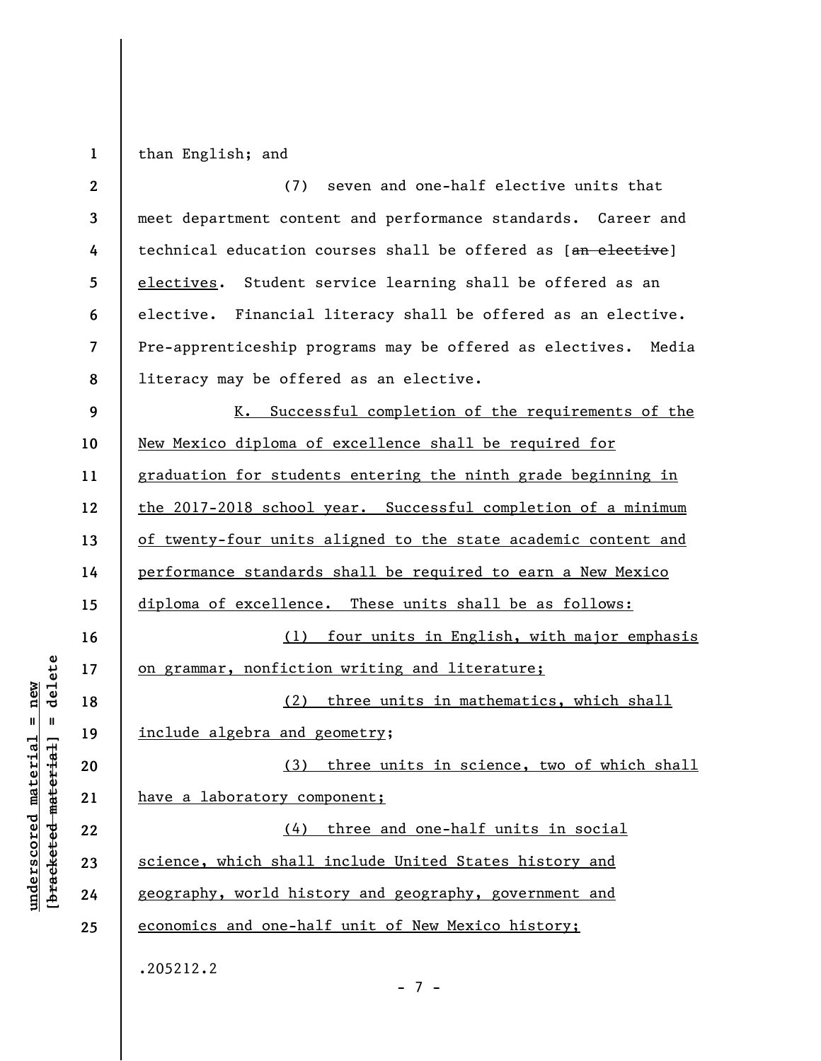than English; and

(7) seven and one-half elective units that meet department content and performance standards. Career and technical education courses shall be offered as [~~an elective~~] <u>electives</u>. Student service learning shall be offered as an elective. Financial literacy shall be offered as an elective. Pre-apprenticeship programs may be offered as electives. Media literacy may be offered as an elective.

<u>K. Successful completion of the requirements of the New Mexico diploma of excellence shall be required for graduation for students entering the ninth grade beginning in the 2017-2018 school year. Successful completion of a minimum of twenty-four units aligned to the state academic content and performance standards shall be required to earn a New Mexico diploma of excellence. These units shall be as follows:</u>

<u>(1) four units in English, with major emphasis on grammar, nonfiction writing and literature;</u>

<u>(2) three units in mathematics, which shall include algebra and geometry;</u>

<u>(3) three units in science, two of which shall have a laboratory component;</u>

<u>(4) three and one-half units in social science, which shall include United States history and geography, world history and geography, government and economics and one-half unit of New Mexico history;</u>

.205212.2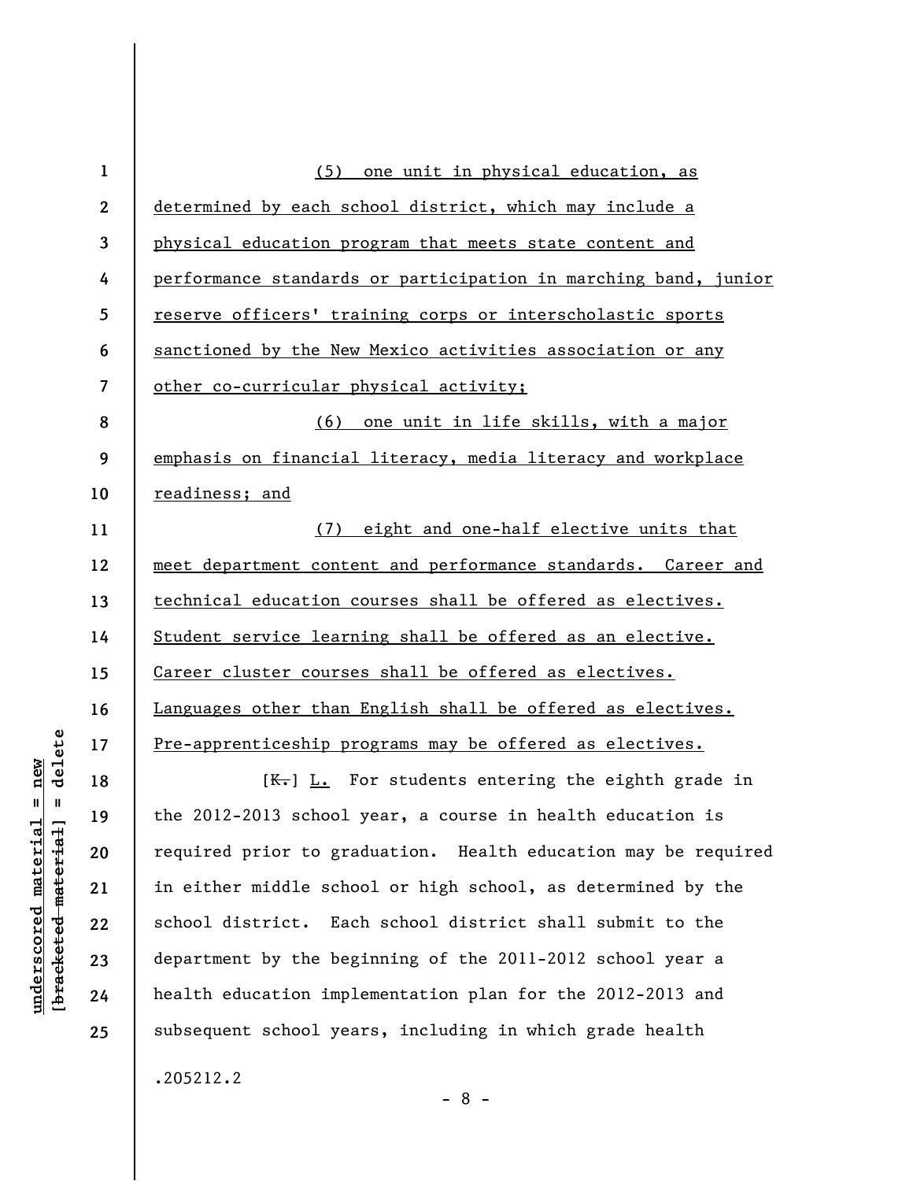(5) one unit in physical education, as determined by each school district, which may include a physical education program that meets state content and performance standards or participation in marching band, junior reserve officers' training corps or interscholastic sports sanctioned by the New Mexico activities association or any other co-curricular physical activity;

(6) one unit in life skills, with a major emphasis on financial literacy, media literacy and workplace readiness; and

(7) eight and one-half elective units that meet department content and performance standards. Career and technical education courses shall be offered as electives. Student service learning shall be offered as an elective. Career cluster courses shall be offered as electives. Languages other than English shall be offered as electives. Pre-apprenticeship programs may be offered as electives.

[K.] L. For students entering the eighth grade in the 2012-2013 school year, a course in health education is required prior to graduation. Health education may be required in either middle school or high school, as determined by the school district. Each school district shall submit to the department by the beginning of the 2011-2012 school year a health education implementation plan for the 2012-2013 and subsequent school years, including in which grade health

.205212.2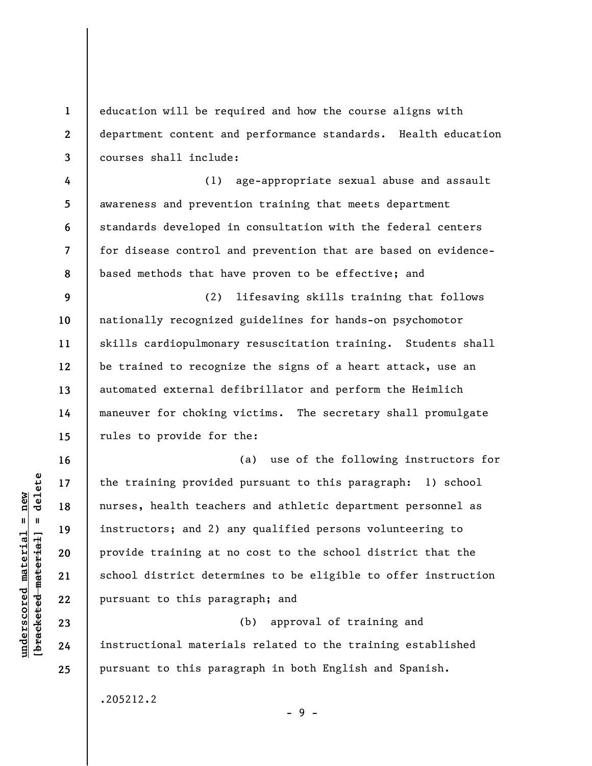education will be required and how the course aligns with department content and performance standards. Health education courses shall include:

(1) age-appropriate sexual abuse and assault awareness and prevention training that meets department standards developed in consultation with the federal centers for disease control and prevention that are based on evidence-based methods that have proven to be effective; and

(2) lifesaving skills training that follows nationally recognized guidelines for hands-on psychomotor skills cardiopulmonary resuscitation training. Students shall be trained to recognize the signs of a heart attack, use an automated external defibrillator and perform the Heimlich maneuver for choking victims. The secretary shall promulgate rules to provide for the:

(a) use of the following instructors for the training provided pursuant to this paragraph: 1) school nurses, health teachers and athletic department personnel as instructors; and 2) any qualified persons volunteering to provide training at no cost to the school district that the school district determines to be eligible to offer instruction pursuant to this paragraph; and

(b) approval of training and instructional materials related to the training established pursuant to this paragraph in both English and Spanish.

.205212.2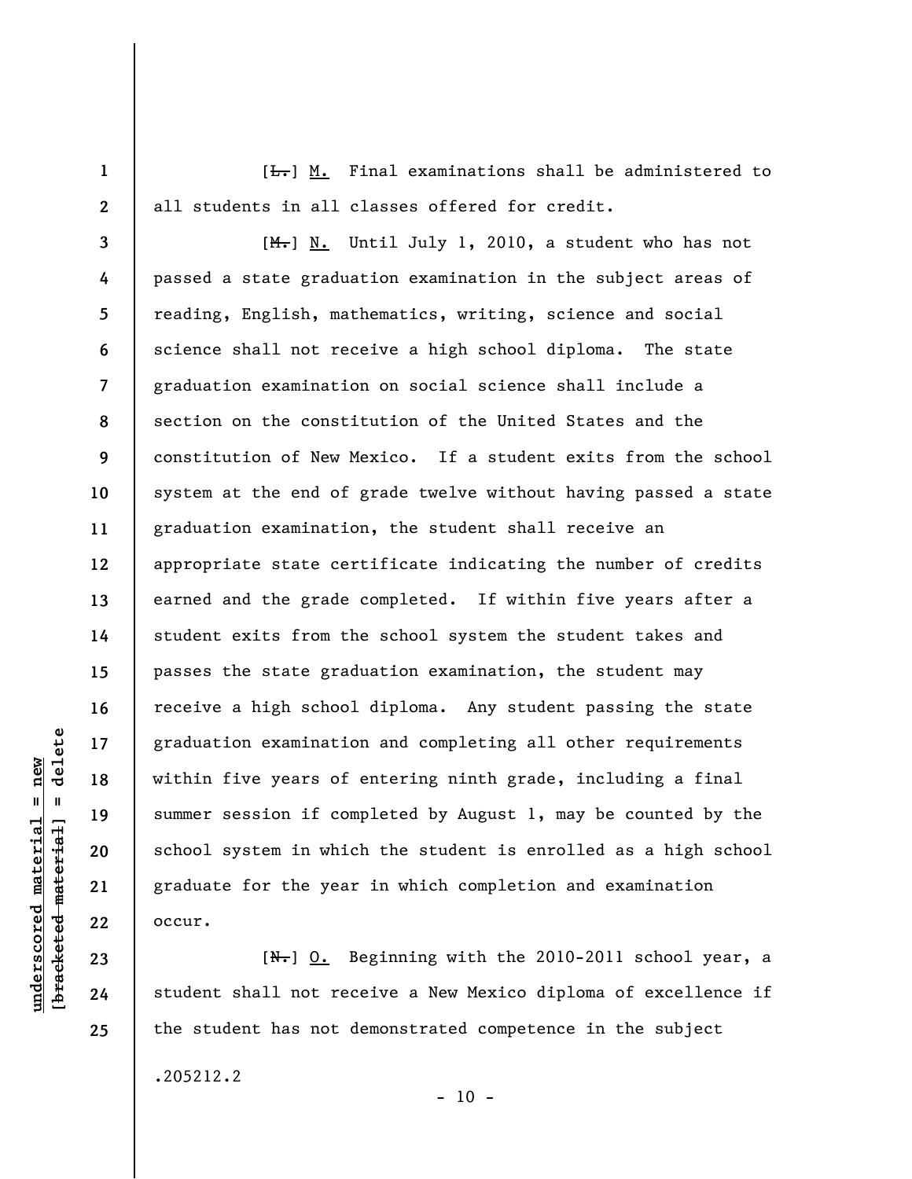[~~L.~~] M. Final examinations shall be administered to all students in all classes offered for credit.

[~~M.~~] N. Until July 1, 2010, a student who has not passed a state graduation examination in the subject areas of reading, English, mathematics, writing, science and social science shall not receive a high school diploma. The state graduation examination on social science shall include a section on the constitution of the United States and the constitution of New Mexico. If a student exits from the school system at the end of grade twelve without having passed a state graduation examination, the student shall receive an appropriate state certificate indicating the number of credits earned and the grade completed. If within five years after a student exits from the school system the student takes and passes the state graduation examination, the student may receive a high school diploma. Any student passing the state graduation examination and completing all other requirements within five years of entering ninth grade, including a final summer session if completed by August 1, may be counted by the school system in which the student is enrolled as a high school graduate for the year in which completion and examination occur.

[~~N.~~] O. Beginning with the 2010-2011 school year, a student shall not receive a New Mexico diploma of excellence if the student has not demonstrated competence in the subject

.205212.2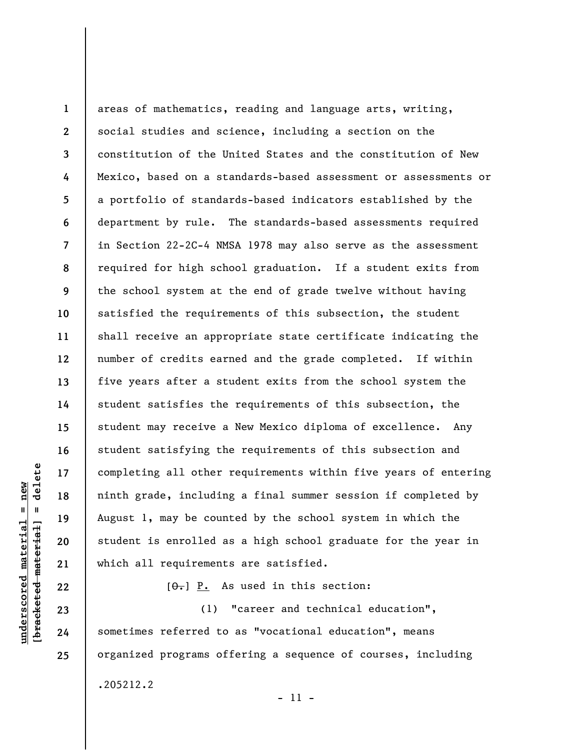areas of mathematics, reading and language arts, writing, social studies and science, including a section on the constitution of the United States and the constitution of New Mexico, based on a standards-based assessment or assessments or a portfolio of standards-based indicators established by the department by rule. The standards-based assessments required in Section 22-2C-4 NMSA 1978 may also serve as the assessment required for high school graduation. If a student exits from the school system at the end of grade twelve without having satisfied the requirements of this subsection, the student shall receive an appropriate state certificate indicating the number of credits earned and the grade completed. If within five years after a student exits from the school system the student satisfies the requirements of this subsection, the student may receive a New Mexico diploma of excellence. Any student satisfying the requirements of this subsection and completing all other requirements within five years of entering ninth grade, including a final summer session if completed by August 1, may be counted by the school system in which the student is enrolled as a high school graduate for the year in which all requirements are satisfied.

[~~O.~~] <u>P.</u> As used in this section:

(1) "career and technical education", sometimes referred to as "vocational education", means organized programs offering a sequence of courses, including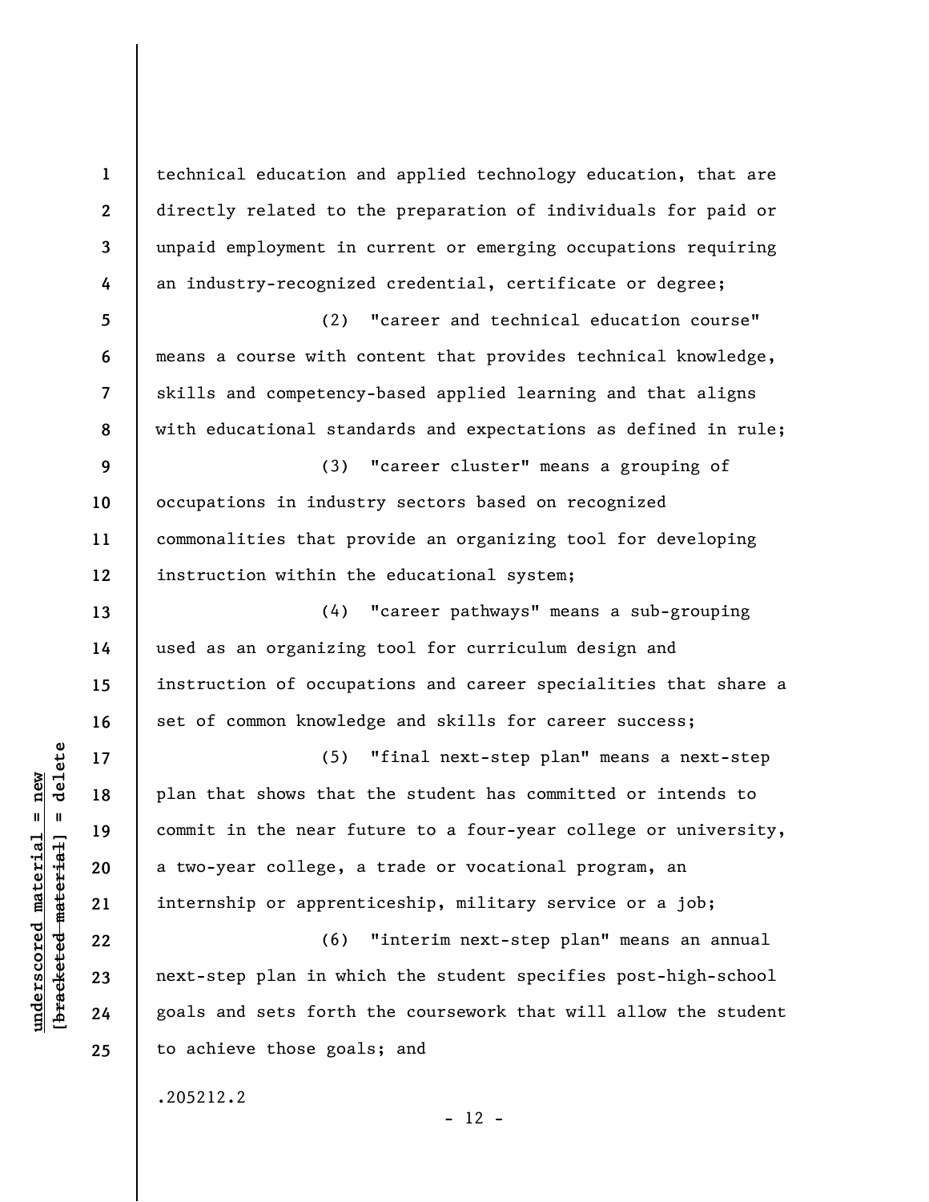technical education and applied technology education, that are directly related to the preparation of individuals for paid or unpaid employment in current or emerging occupations requiring an industry-recognized credential, certificate or degree;

(2) "career and technical education course" means a course with content that provides technical knowledge, skills and competency-based applied learning and that aligns with educational standards and expectations as defined in rule;

(3) "career cluster" means a grouping of occupations in industry sectors based on recognized commonalities that provide an organizing tool for developing instruction within the educational system;

(4) "career pathways" means a sub-grouping used as an organizing tool for curriculum design and instruction of occupations and career specialities that share a set of common knowledge and skills for career success;

(5) "final next-step plan" means a next-step plan that shows that the student has committed or intends to commit in the near future to a four-year college or university, a two-year college, a trade or vocational program, an internship or apprenticeship, military service or a job;

(6) "interim next-step plan" means an annual next-step plan in which the student specifies post-high-school goals and sets forth the coursework that will allow the student to achieve those goals; and

.205212.2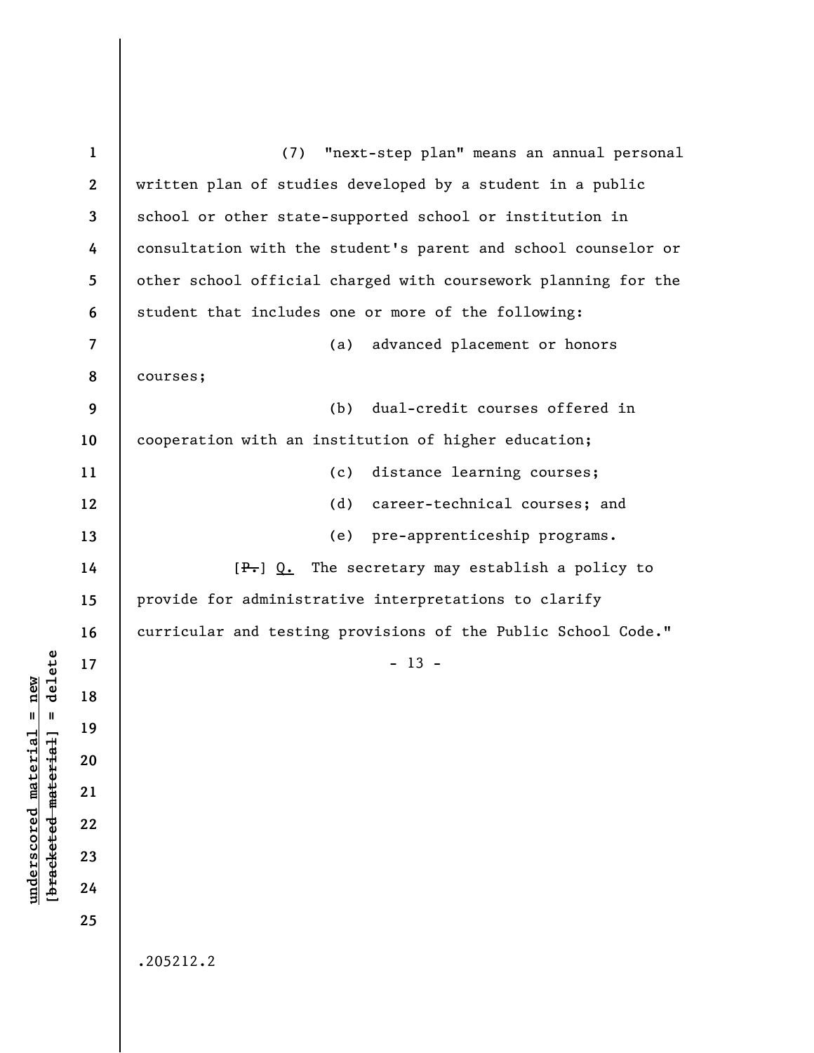(7) "next-step plan" means an annual personal written plan of studies developed by a student in a public school or other state-supported school or institution in consultation with the student's parent and school counselor or other school official charged with coursework planning for the student that includes one or more of the following:

(a) advanced placement or honors courses;

(b) dual-credit courses offered in cooperation with an institution of higher education;

(c) distance learning courses;

(d) career-technical courses; and

(e) pre-apprenticeship programs.

[~~P.~~] Q. The secretary may establish a policy to provide for administrative interpretations to clarify curricular and testing provisions of the Public School Code."

.205212.2